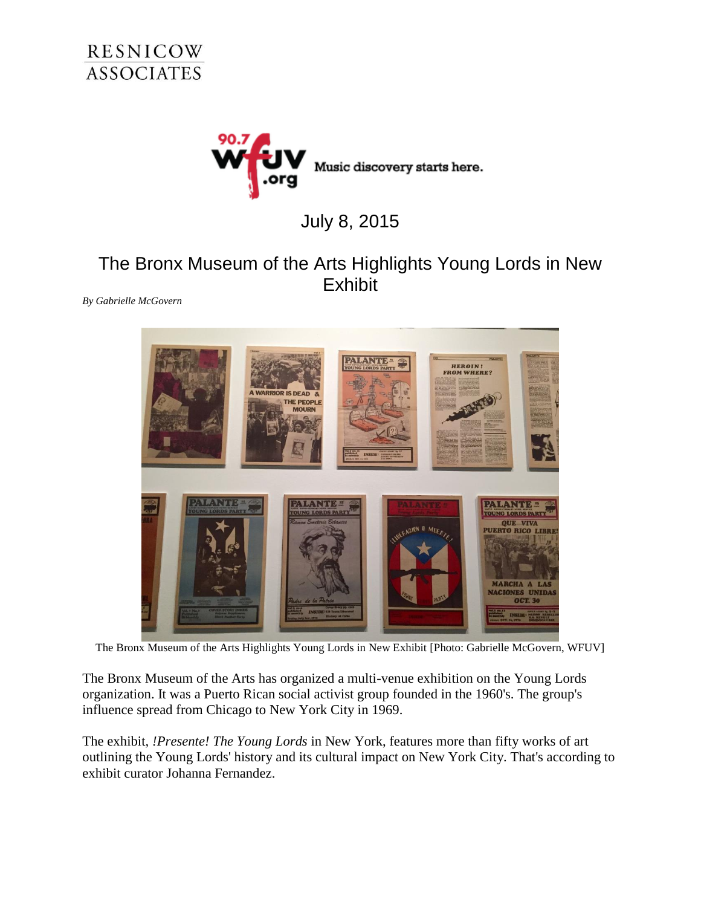RESNICOW ASSOCIATES

90.7 WFUV .org Music discovery starts here.

July 8, 2015

# The Bronx Museum of the Arts Highlights Young Lords in New Exhibit

*By Gabrielle McGovern*

The Bronx Museum of the Arts Highlights Young Lords in New Exhibit [Photo: Gabrielle McGovern, WFUV]

The Bronx Museum of the Arts has organized a multi-venue exhibition on the Young Lords organization. It was a Puerto Rican social activist group founded in the 1960's. The group's influence spread from Chicago to New York City in 1969.

The exhibit, *!Presente! The Young Lords* in New York, features more than fifty works of art outlining the Young Lords' history and its cultural impact on New York City. That's according to exhibit curator Johanna Fernandez.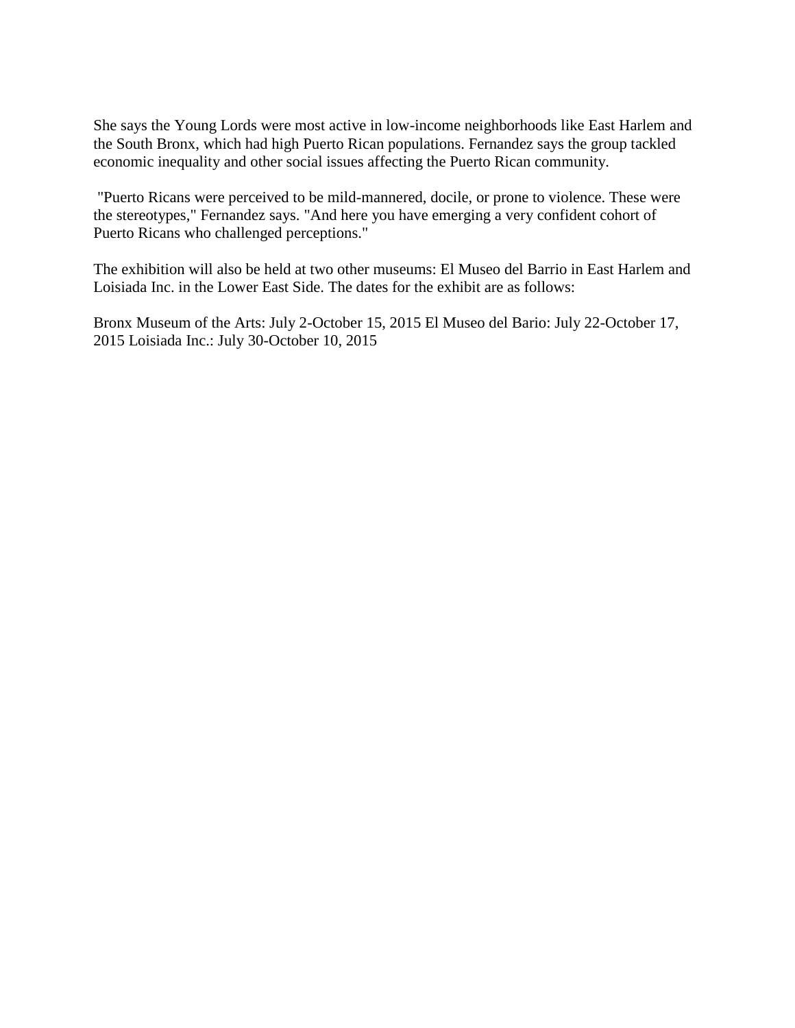She says the Young Lords were most active in low-income neighborhoods like East Harlem and the South Bronx, which had high Puerto Rican populations. Fernandez says the group tackled economic inequality and other social issues affecting the Puerto Rican community.

"Puerto Ricans were perceived to be mild-mannered, docile, or prone to violence. These were the stereotypes," Fernandez says. "And here you have emerging a very confident cohort of Puerto Ricans who challenged perceptions."

The exhibition will also be held at two other museums: El Museo del Barrio in East Harlem and Loisiada Inc. in the Lower East Side. The dates for the exhibit are as follows:

Bronx Museum of the Arts: July 2-October 15, 2015 El Museo del Bario: July 22-October 17, 2015 Loisiada Inc.: July 30-October 10, 2015